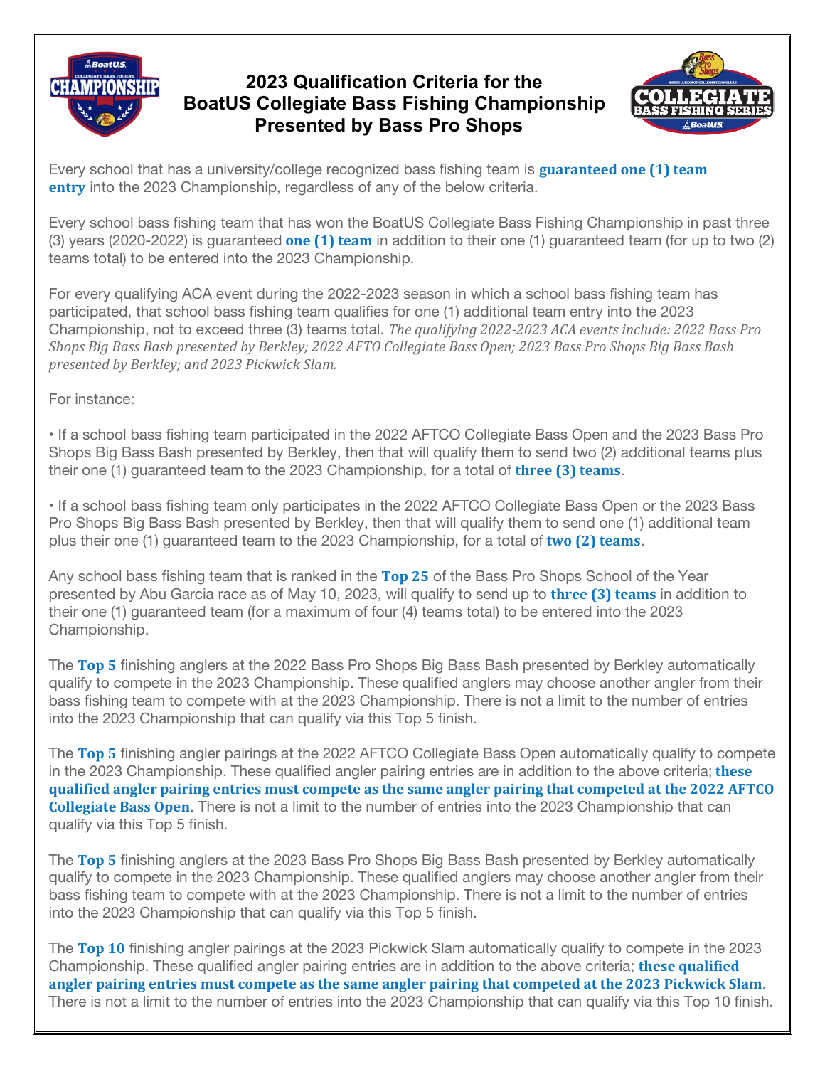# 2023 Qualification Criteria for the BoatUS Collegiate Bass Fishing Championship Presented by Bass Pro Shops

Every school that has a university/college recognized bass fishing team is **guaranteed one (1) team entry** into the 2023 Championship, regardless of any of the below criteria.

Every school bass fishing team that has won the BoatUS Collegiate Bass Fishing Championship in past three (3) years (2020-2022) is guaranteed **one (1) team** in addition to their one (1) guaranteed team (for up to two (2) teams total) to be entered into the 2023 Championship.

For every qualifying ACA event during the 2022-2023 season in which a school bass fishing team has participated, that school bass fishing team qualifies for one (1) additional team entry into the 2023 Championship, not to exceed three (3) teams total. *The qualifying 2022-2023 ACA events include: 2022 Bass Pro Shops Big Bass Bash presented by Berkley; 2022 AFTO Collegiate Bass Open; 2023 Bass Pro Shops Big Bass Bash presented by Berkley; and 2023 Pickwick Slam.*

For instance:

- If a school bass fishing team participated in the 2022 AFTCO Collegiate Bass Open and the 2023 Bass Pro Shops Big Bass Bash presented by Berkley, then that will qualify them to send two (2) additional teams plus their one (1) guaranteed team to the 2023 Championship, for a total of **three (3) teams**.

- If a school bass fishing team only participates in the 2022 AFTCO Collegiate Bass Open or the 2023 Bass Pro Shops Big Bass Bash presented by Berkley, then that will qualify them to send one (1) additional team plus their one (1) guaranteed team to the 2023 Championship, for a total of **two (2) teams**.

Any school bass fishing team that is ranked in the **Top 25** of the Bass Pro Shops School of the Year presented by Abu Garcia race as of May 10, 2023, will qualify to send up to **three (3) teams** in addition to their one (1) guaranteed team (for a maximum of four (4) teams total) to be entered into the 2023 Championship.

The **Top 5** finishing anglers at the 2022 Bass Pro Shops Big Bass Bash presented by Berkley automatically qualify to compete in the 2023 Championship. These qualified anglers may choose another angler from their bass fishing team to compete with at the 2023 Championship. There is not a limit to the number of entries into the 2023 Championship that can qualify via this Top 5 finish.

The **Top 5** finishing angler pairings at the 2022 AFTCO Collegiate Bass Open automatically qualify to compete in the 2023 Championship. These qualified angler pairing entries are in addition to the above criteria; **these qualified angler pairing entries must compete as the same angler pairing that competed at the 2022 AFTCO Collegiate Bass Open**. There is not a limit to the number of entries into the 2023 Championship that can qualify via this Top 5 finish.

The **Top 5** finishing anglers at the 2023 Bass Pro Shops Big Bass Bash presented by Berkley automatically qualify to compete in the 2023 Championship. These qualified anglers may choose another angler from their bass fishing team to compete with at the 2023 Championship. There is not a limit to the number of entries into the 2023 Championship that can qualify via this Top 5 finish.

The **Top 10** finishing angler pairings at the 2023 Pickwick Slam automatically qualify to compete in the 2023 Championship. These qualified angler pairing entries are in addition to the above criteria; **these qualified angler pairing entries must compete as the same angler pairing that competed at the 2023 Pickwick Slam**. There is not a limit to the number of entries into the 2023 Championship that can qualify via this Top 10 finish.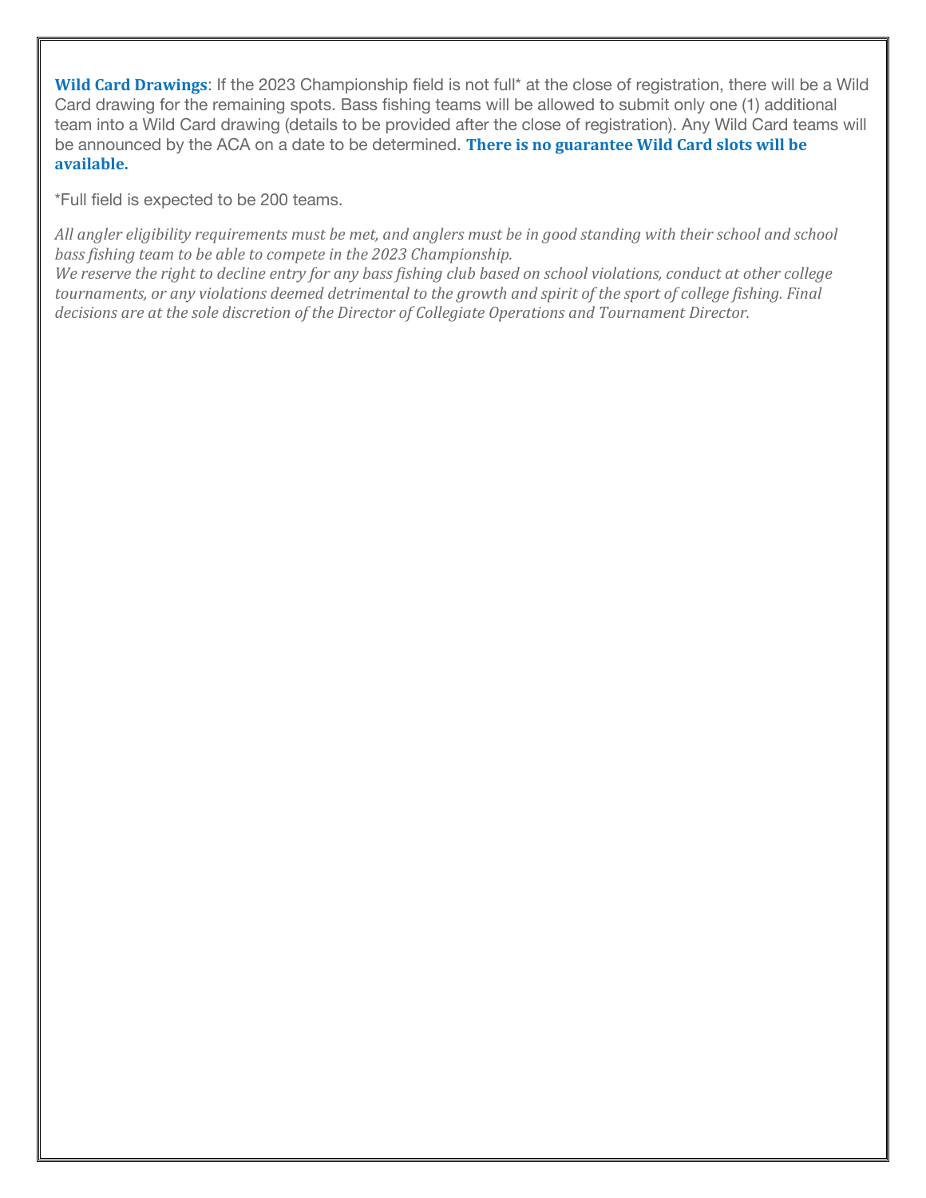**Wild Card Drawings**: If the 2023 Championship field is not full* at the close of registration, there will be a Wild Card drawing for the remaining spots. Bass fishing teams will be allowed to submit only one (1) additional team into a Wild Card drawing (details to be provided after the close of registration). Any Wild Card teams will be announced by the ACA on a date to be determined. **There is no guarantee Wild Card slots will be available.**

*Full field is expected to be 200 teams.

*All angler eligibility requirements must be met, and anglers must be in good standing with their school and school bass fishing team to be able to compete in the 2023 Championship.*
*We reserve the right to decline entry for any bass fishing club based on school violations, conduct at other college tournaments, or any violations deemed detrimental to the growth and spirit of the sport of college fishing. Final decisions are at the sole discretion of the Director of Collegiate Operations and Tournament Director.*